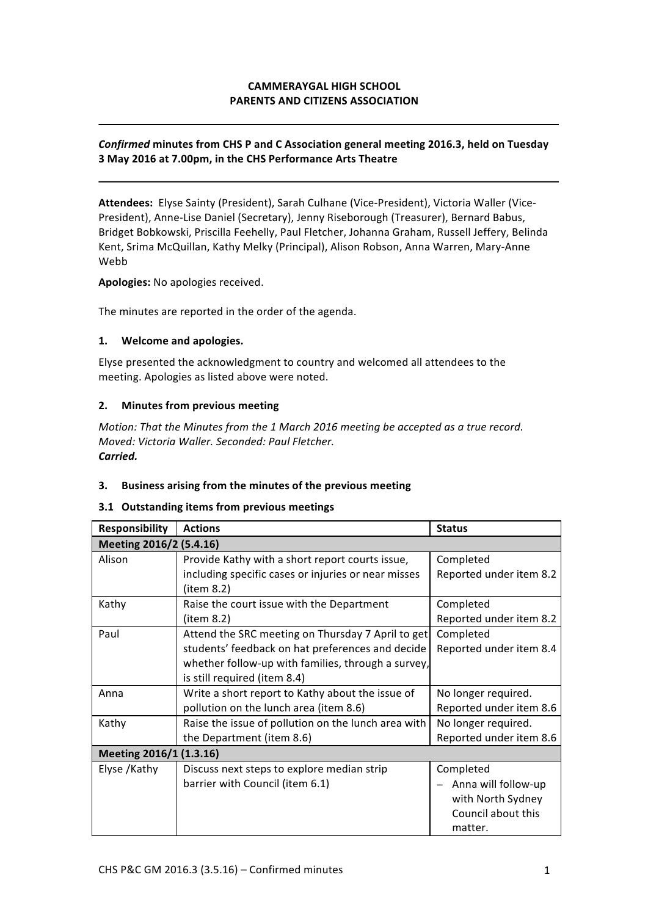**CAMMERAYGAL HIGH SCHOOL**
**PARENTS AND CITIZENS ASSOCIATION**

---

***Confirmed* minutes from CHS P and C Association general meeting 2016.3, held on Tuesday 3 May 2016 at 7.00pm, in the CHS Performance Arts Theatre**

---

**Attendees:** Elyse Sainty (President), Sarah Culhane (Vice-President), Victoria Waller (Vice-President), Anne-Lise Daniel (Secretary), Jenny Riseborough (Treasurer), Bernard Babus, Bridget Bobkowski, Priscilla Feehelly, Paul Fletcher, Johanna Graham, Russell Jeffery, Belinda Kent, Srima McQuillan, Kathy Melky (Principal), Alison Robson, Anna Warren, Mary-Anne Webb

**Apologies:** No apologies received.

The minutes are reported in the order of the agenda.

## 1. Welcome and apologies.

Elyse presented the acknowledgment to country and welcomed all attendees to the meeting. Apologies as listed above were noted.

## 2. Minutes from previous meeting

*Motion: That the Minutes from the 1 March 2016 meeting be accepted as a true record.*
*Moved: Victoria Waller. Seconded: Paul Fletcher.*
***Carried.***

## 3. Business arising from the minutes of the previous meeting

### 3.1 Outstanding items from previous meetings

| Responsibility | Actions | Status |
|---|---|---|
| **Meeting 2016/2 (5.4.16)** | | |
| Alison | Provide Kathy with a short report courts issue, including specific cases or injuries or near misses (item 8.2) | Completed<br>Reported under item 8.2 |
| Kathy | Raise the court issue with the Department (item 8.2) | Completed<br>Reported under item 8.2 |
| Paul | Attend the SRC meeting on Thursday 7 April to get students' feedback on hat preferences and decide whether follow-up with families, through a survey, is still required (item 8.4) | Completed<br>Reported under item 8.4 |
| Anna | Write a short report to Kathy about the issue of pollution on the lunch area (item 8.6) | No longer required.<br>Reported under item 8.6 |
| Kathy | Raise the issue of pollution on the lunch area with the Department (item 8.6) | No longer required.<br>Reported under item 8.6 |
| **Meeting 2016/1 (1.3.16)** | | |
| Elyse /Kathy | Discuss next steps to explore median strip barrier with Council (item 6.1) | Completed<br>– Anna will follow-up with North Sydney Council about this matter. |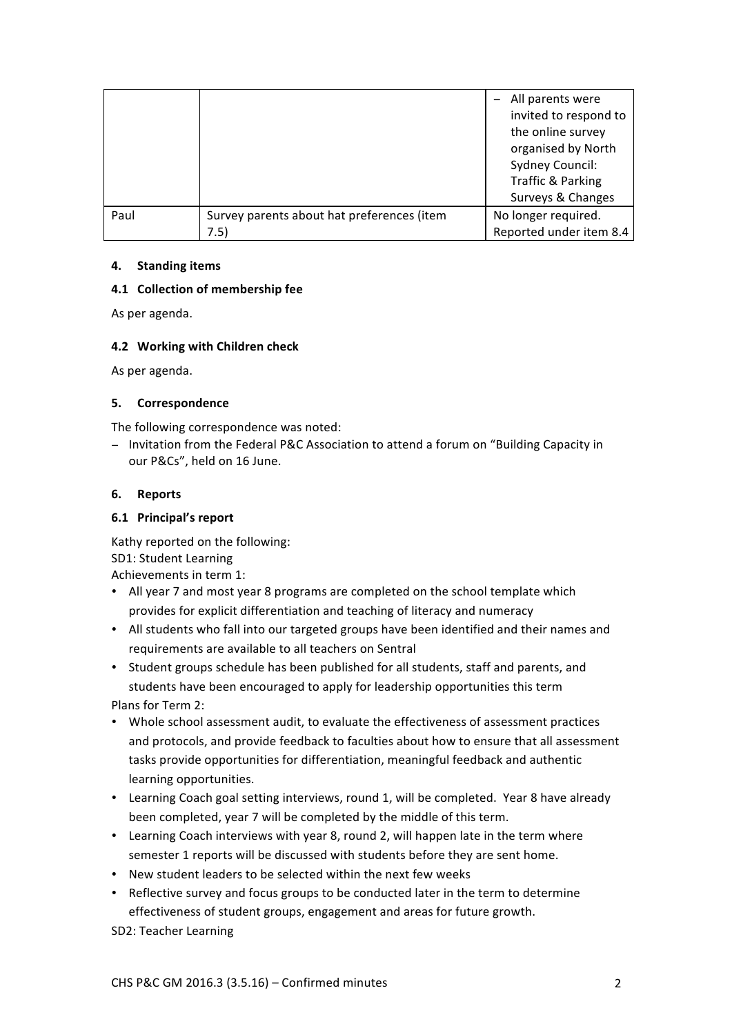| | | |
|---|---|---|
| | | – All parents were invited to respond to the online survey organised by North Sydney Council: Traffic & Parking Surveys & Changes |
| Paul | Survey parents about hat preferences (item 7.5) | No longer required. Reported under item 8.4 |

#### 4. Standing items

#### 4.1 Collection of membership fee

As per agenda.

#### 4.2 Working with Children check

As per agenda.

#### 5. Correspondence

The following correspondence was noted:

- Invitation from the Federal P&C Association to attend a forum on "Building Capacity in our P&Cs", held on 16 June.

#### 6. Reports

#### 6.1 Principal's report

Kathy reported on the following:
SD1: Student Learning
Achievements in term 1:

- All year 7 and most year 8 programs are completed on the school template which provides for explicit differentiation and teaching of literacy and numeracy
- All students who fall into our targeted groups have been identified and their names and requirements are available to all teachers on Sentral
- Student groups schedule has been published for all students, staff and parents, and students have been encouraged to apply for leadership opportunities this term

Plans for Term 2:

- Whole school assessment audit, to evaluate the effectiveness of assessment practices and protocols, and provide feedback to faculties about how to ensure that all assessment tasks provide opportunities for differentiation, meaningful feedback and authentic learning opportunities.
- Learning Coach goal setting interviews, round 1, will be completed. Year 8 have already been completed, year 7 will be completed by the middle of this term.
- Learning Coach interviews with year 8, round 2, will happen late in the term where semester 1 reports will be discussed with students before they are sent home.
- New student leaders to be selected within the next few weeks
- Reflective survey and focus groups to be conducted later in the term to determine effectiveness of student groups, engagement and areas for future growth.

SD2: Teacher Learning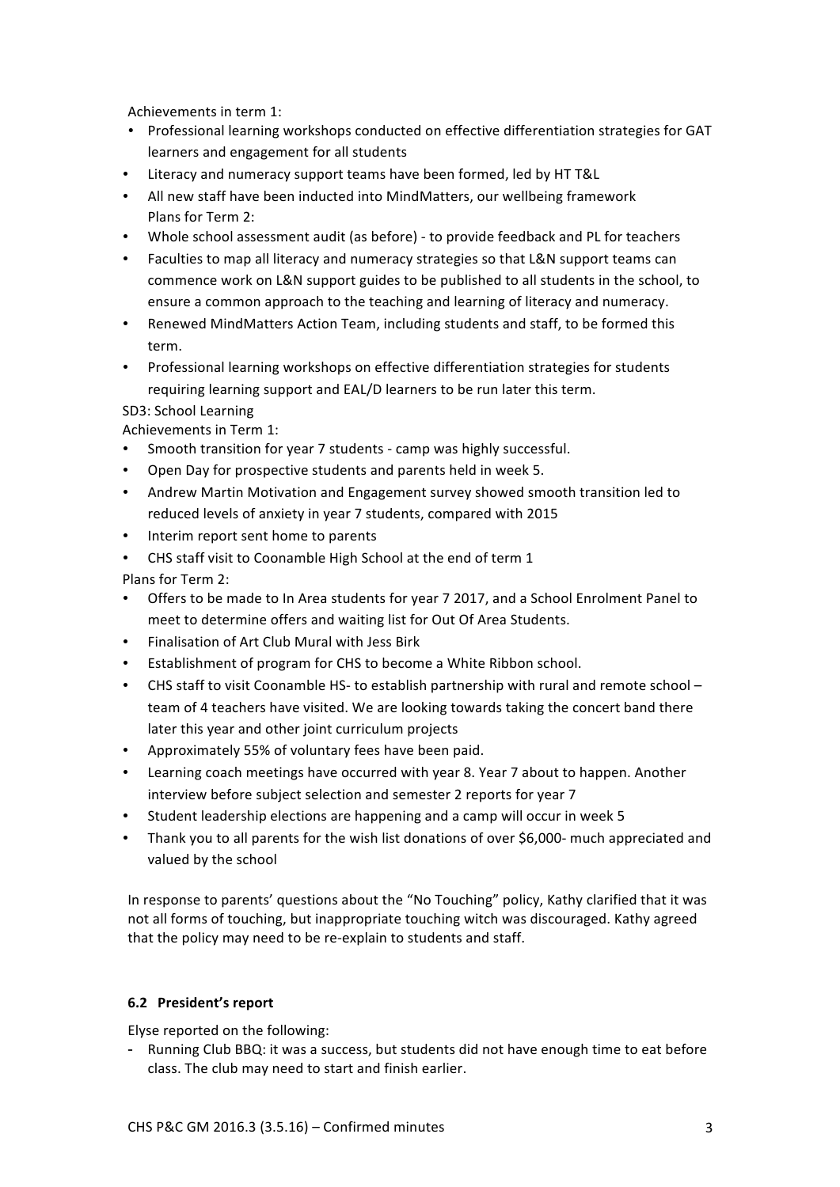Achievements in term 1:

- Professional learning workshops conducted on effective differentiation strategies for GAT learners and engagement for all students
- Literacy and numeracy support teams have been formed, led by HT T&L
- All new staff have been inducted into MindMatters, our wellbeing framework

Plans for Term 2:

- Whole school assessment audit (as before) - to provide feedback and PL for teachers
- Faculties to map all literacy and numeracy strategies so that L&N support teams can commence work on L&N support guides to be published to all students in the school, to ensure a common approach to the teaching and learning of literacy and numeracy.
- Renewed MindMatters Action Team, including students and staff, to be formed this term.
- Professional learning workshops on effective differentiation strategies for students requiring learning support and EAL/D learners to be run later this term.

SD3: School Learning

Achievements in Term 1:

- Smooth transition for year 7 students - camp was highly successful.
- Open Day for prospective students and parents held in week 5.
- Andrew Martin Motivation and Engagement survey showed smooth transition led to reduced levels of anxiety in year 7 students, compared with 2015
- Interim report sent home to parents
- CHS staff visit to Coonamble High School at the end of term 1

Plans for Term 2:

- Offers to be made to In Area students for year 7 2017, and a School Enrolment Panel to meet to determine offers and waiting list for Out Of Area Students.
- Finalisation of Art Club Mural with Jess Birk
- Establishment of program for CHS to become a White Ribbon school.
- CHS staff to visit Coonamble HS- to establish partnership with rural and remote school – team of 4 teachers have visited. We are looking towards taking the concert band there later this year and other joint curriculum projects
- Approximately 55% of voluntary fees have been paid.
- Learning coach meetings have occurred with year 8. Year 7 about to happen. Another interview before subject selection and semester 2 reports for year 7
- Student leadership elections are happening and a camp will occur in week 5
- Thank you to all parents for the wish list donations of over $6,000- much appreciated and valued by the school

In response to parents' questions about the "No Touching" policy, Kathy clarified that it was not all forms of touching, but inappropriate touching witch was discouraged. Kathy agreed that the policy may need to be re-explain to students and staff.

### 6.2 President's report

Elyse reported on the following:

- Running Club BBQ: it was a success, but students did not have enough time to eat before class. The club may need to start and finish earlier.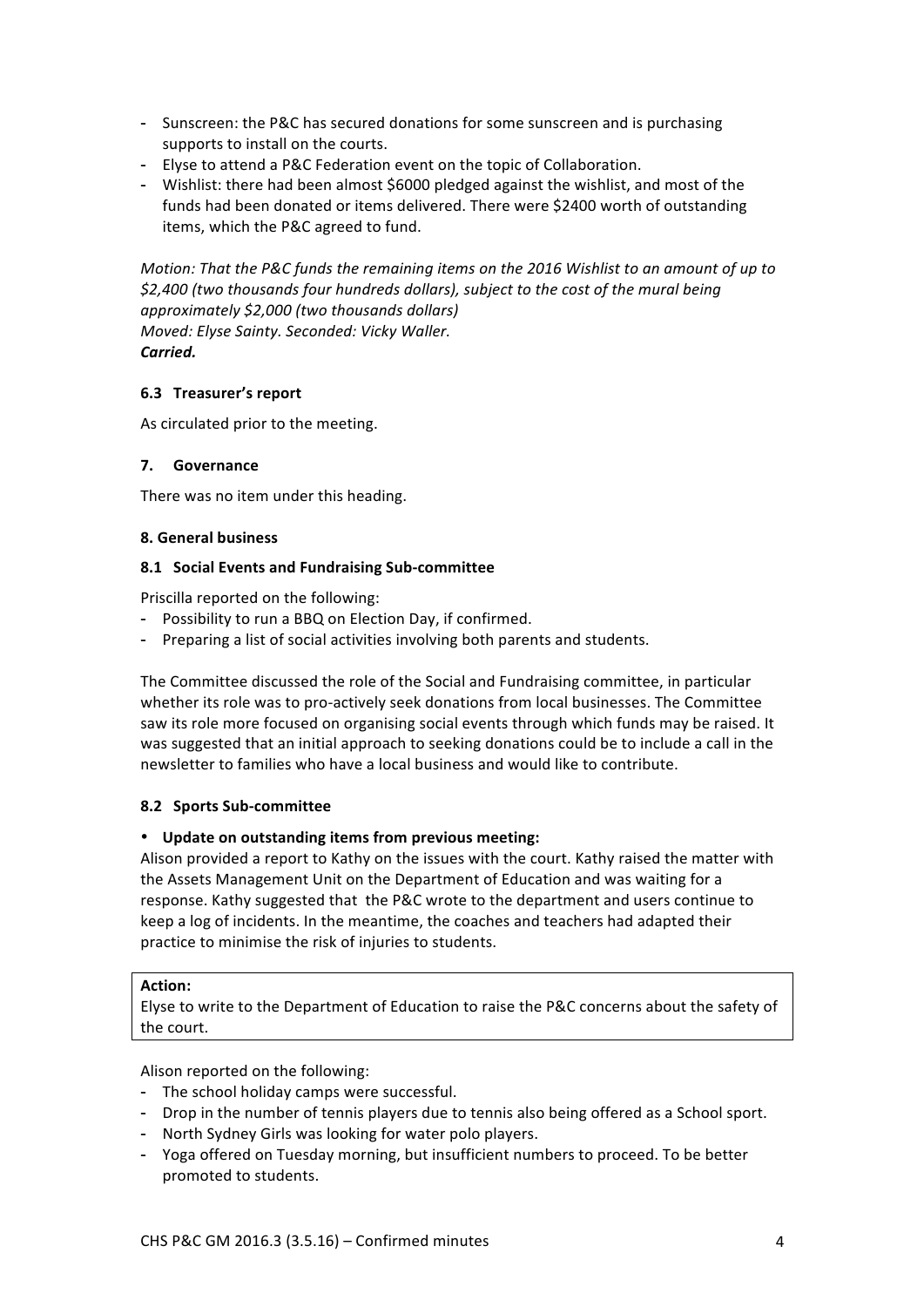- Sunscreen: the P&C has secured donations for some sunscreen and is purchasing supports to install on the courts.
- Elyse to attend a P&C Federation event on the topic of Collaboration.
- Wishlist: there had been almost $6000 pledged against the wishlist, and most of the funds had been donated or items delivered. There were $2400 worth of outstanding items, which the P&C agreed to fund.

*Motion: That the P&C funds the remaining items on the 2016 Wishlist to an amount of up to $2,400 (two thousands four hundreds dollars), subject to the cost of the mural being approximately $2,000 (two thousands dollars)*
*Moved: Elyse Sainty. Seconded: Vicky Waller.*
***Carried.***

### 6.3 Treasurer's report

As circulated prior to the meeting.

## 7. Governance

There was no item under this heading.

## 8. General business

### 8.1 Social Events and Fundraising Sub-committee

Priscilla reported on the following:

- Possibility to run a BBQ on Election Day, if confirmed.
- Preparing a list of social activities involving both parents and students.

The Committee discussed the role of the Social and Fundraising committee, in particular whether its role was to pro-actively seek donations from local businesses. The Committee saw its role more focused on organising social events through which funds may be raised. It was suggested that an initial approach to seeking donations could be to include a call in the newsletter to families who have a local business and would like to contribute.

### 8.2 Sports Sub-committee

- **Update on outstanding items from previous meeting:**

Alison provided a report to Kathy on the issues with the court. Kathy raised the matter with the Assets Management Unit on the Department of Education and was waiting for a response. Kathy suggested that the P&C wrote to the department and users continue to keep a log of incidents. In the meantime, the coaches and teachers had adapted their practice to minimise the risk of injuries to students.

| **Action:** |
| --- |
| Elyse to write to the Department of Education to raise the P&C concerns about the safety of the court. |

Alison reported on the following:

- The school holiday camps were successful.
- Drop in the number of tennis players due to tennis also being offered as a School sport.
- North Sydney Girls was looking for water polo players.
- Yoga offered on Tuesday morning, but insufficient numbers to proceed. To be better promoted to students.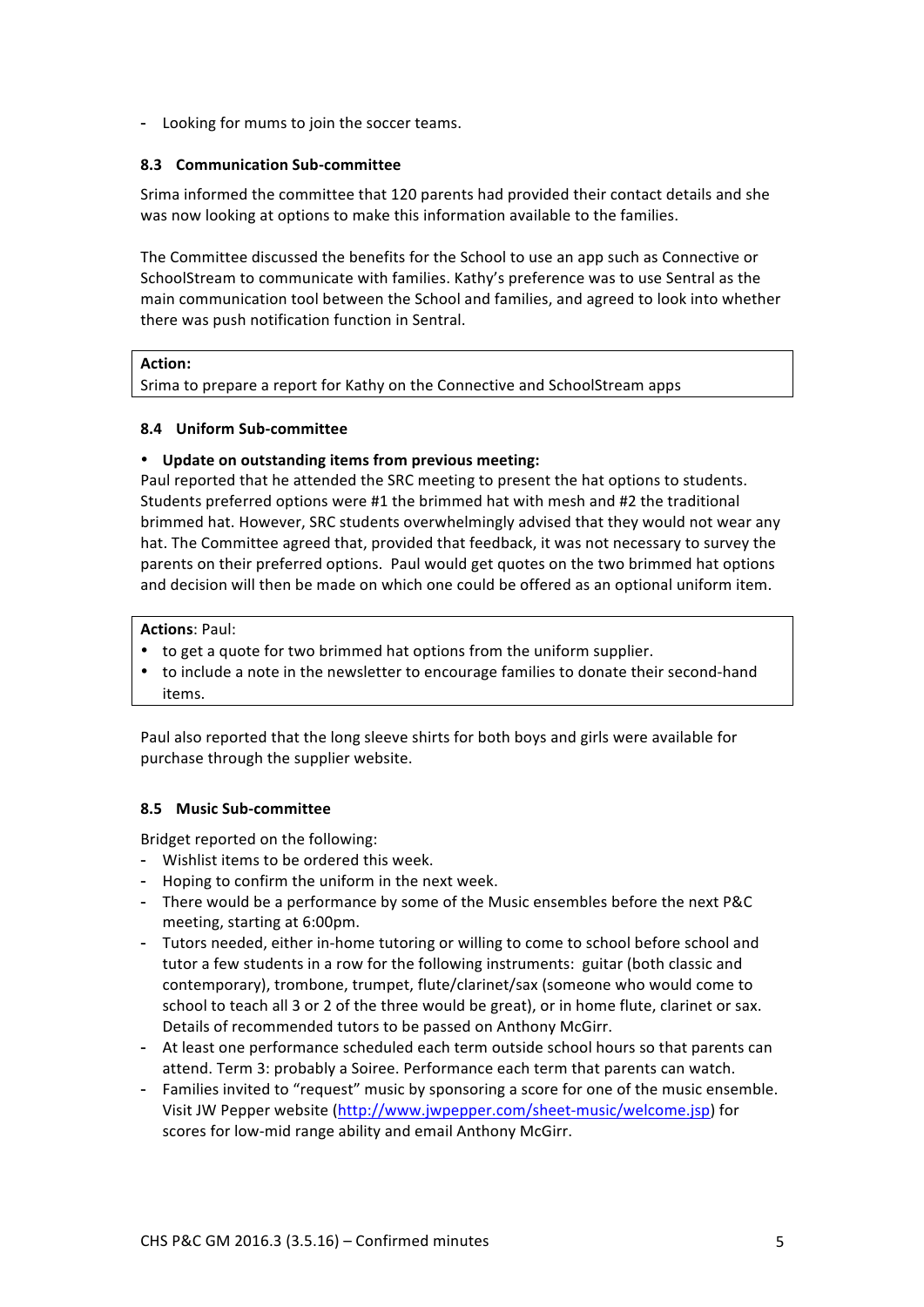- Looking for mums to join the soccer teams.

### 8.3 Communication Sub-committee

Srima informed the committee that 120 parents had provided their contact details and she was now looking at options to make this information available to the families.

The Committee discussed the benefits for the School to use an app such as Connective or SchoolStream to communicate with families. Kathy's preference was to use Sentral as the main communication tool between the School and families, and agreed to look into whether there was push notification function in Sentral.

**Action:**
Srima to prepare a report for Kathy on the Connective and SchoolStream apps

### 8.4 Uniform Sub-committee

- **Update on outstanding items from previous meeting:**

Paul reported that he attended the SRC meeting to present the hat options to students. Students preferred options were #1 the brimmed hat with mesh and #2 the traditional brimmed hat. However, SRC students overwhelmingly advised that they would not wear any hat. The Committee agreed that, provided that feedback, it was not necessary to survey the parents on their preferred options. Paul would get quotes on the two brimmed hat options and decision will then be made on which one could be offered as an optional uniform item.

**Actions**: Paul:
- to get a quote for two brimmed hat options from the uniform supplier.
- to include a note in the newsletter to encourage families to donate their second-hand items.

Paul also reported that the long sleeve shirts for both boys and girls were available for purchase through the supplier website.

### 8.5 Music Sub-committee

Bridget reported on the following:
- Wishlist items to be ordered this week.
- Hoping to confirm the uniform in the next week.
- There would be a performance by some of the Music ensembles before the next P&C meeting, starting at 6:00pm.
- Tutors needed, either in-home tutoring or willing to come to school before school and tutor a few students in a row for the following instruments: guitar (both classic and contemporary), trombone, trumpet, flute/clarinet/sax (someone who would come to school to teach all 3 or 2 of the three would be great), or in home flute, clarinet or sax. Details of recommended tutors to be passed on Anthony McGirr.
- At least one performance scheduled each term outside school hours so that parents can attend. Term 3: probably a Soiree. Performance each term that parents can watch.
- Families invited to "request" music by sponsoring a score for one of the music ensemble. Visit JW Pepper website (http://www.jwpepper.com/sheet-music/welcome.jsp) for scores for low-mid range ability and email Anthony McGirr.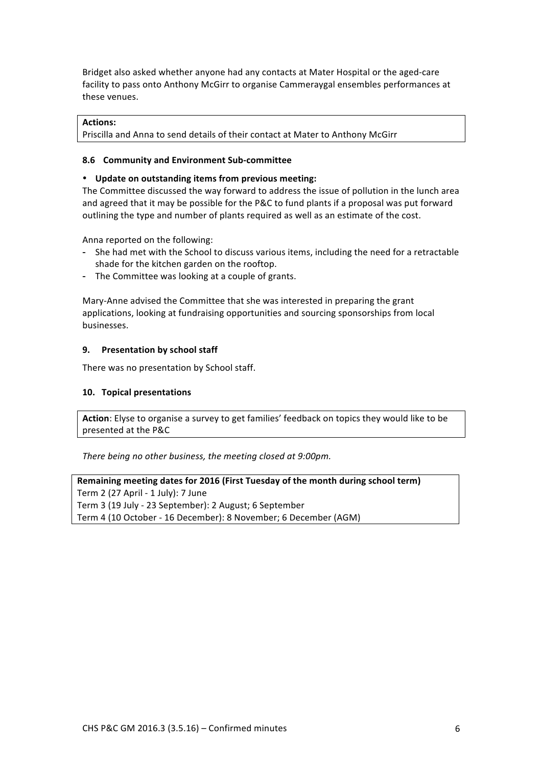Bridget also asked whether anyone had any contacts at Mater Hospital or the aged-care facility to pass onto Anthony McGirr to organise Cammeraygal ensembles performances at these venues.

**Actions:**
Priscilla and Anna to send details of their contact at Mater to Anthony McGirr

### 8.6 Community and Environment Sub-committee

- **Update on outstanding items from previous meeting:**

The Committee discussed the way forward to address the issue of pollution in the lunch area and agreed that it may be possible for the P&C to fund plants if a proposal was put forward outlining the type and number of plants required as well as an estimate of the cost.

Anna reported on the following:

- She had met with the School to discuss various items, including the need for a retractable shade for the kitchen garden on the rooftop.
- The Committee was looking at a couple of grants.

Mary-Anne advised the Committee that she was interested in preparing the grant applications, looking at fundraising opportunities and sourcing sponsorships from local businesses.

### 9. Presentation by school staff

There was no presentation by School staff.

### 10. Topical presentations

**Action**: Elyse to organise a survey to get families' feedback on topics they would like to be presented at the P&C

*There being no other business, the meeting closed at 9:00pm.*

**Remaining meeting dates for 2016 (First Tuesday of the month during school term)**
Term 2 (27 April - 1 July): 7 June
Term 3 (19 July - 23 September): 2 August; 6 September
Term 4 (10 October - 16 December): 8 November; 6 December (AGM)